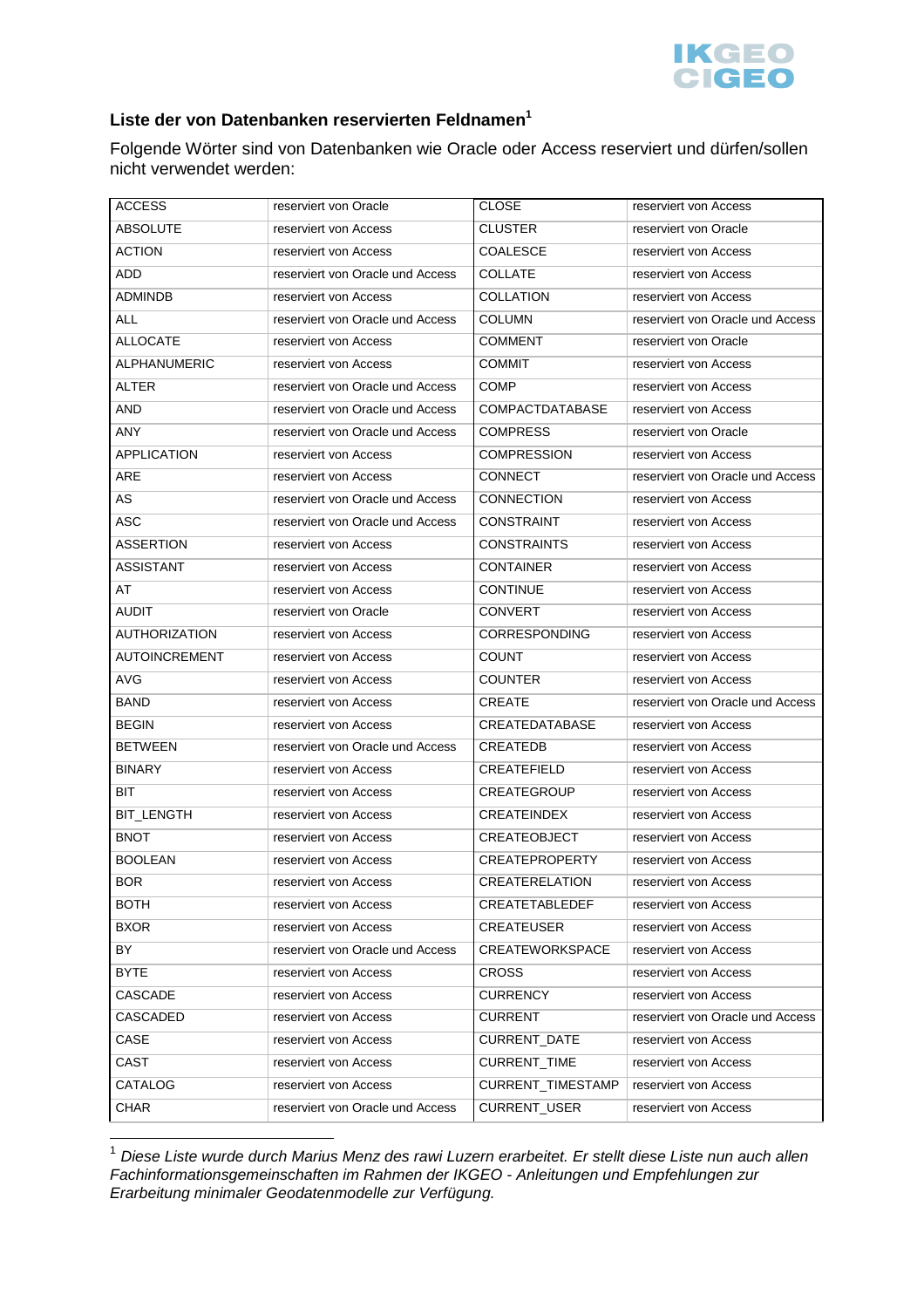## Liste der von Datenbanken reservierten Feldnamen[1]

Folgende Wörter sind von Datenbanken wie Oracle oder Access reserviert und dürfen/sollen nicht verwendet werden:

| ACCESS | reserviert von Oracle | CLOSE | reserviert von Access |
|---|---|---|---|
| ABSOLUTE | reserviert von Access | CLUSTER | reserviert von Oracle |
| ACTION | reserviert von Access | COALESCE | reserviert von Access |
| ADD | reserviert von Oracle und Access | COLLATE | reserviert von Access |
| ADMINDB | reserviert von Access | COLLATION | reserviert von Access |
| ALL | reserviert von Oracle und Access | COLUMN | reserviert von Oracle und Access |
| ALLOCATE | reserviert von Access | COMMENT | reserviert von Oracle |
| ALPHANUMERIC | reserviert von Access | COMMIT | reserviert von Access |
| ALTER | reserviert von Oracle und Access | COMP | reserviert von Access |
| AND | reserviert von Oracle und Access | COMPACTDATABASE | reserviert von Access |
| ANY | reserviert von Oracle und Access | COMPRESS | reserviert von Oracle |
| APPLICATION | reserviert von Access | COMPRESSION | reserviert von Access |
| ARE | reserviert von Access | CONNECT | reserviert von Oracle und Access |
| AS | reserviert von Oracle und Access | CONNECTION | reserviert von Access |
| ASC | reserviert von Oracle und Access | CONSTRAINT | reserviert von Access |
| ASSERTION | reserviert von Access | CONSTRAINTS | reserviert von Access |
| ASSISTANT | reserviert von Access | CONTAINER | reserviert von Access |
| AT | reserviert von Access | CONTINUE | reserviert von Access |
| AUDIT | reserviert von Oracle | CONVERT | reserviert von Access |
| AUTHORIZATION | reserviert von Access | CORRESPONDING | reserviert von Access |
| AUTOINCREMENT | reserviert von Access | COUNT | reserviert von Access |
| AVG | reserviert von Access | COUNTER | reserviert von Access |
| BAND | reserviert von Access | CREATE | reserviert von Oracle und Access |
| BEGIN | reserviert von Access | CREATEDATABASE | reserviert von Access |
| BETWEEN | reserviert von Oracle und Access | CREATEDB | reserviert von Access |
| BINARY | reserviert von Access | CREATEFIELD | reserviert von Access |
| BIT | reserviert von Access | CREATEGROUP | reserviert von Access |
| BIT_LENGTH | reserviert von Access | CREATEINDEX | reserviert von Access |
| BNOT | reserviert von Access | CREATEOBJECT | reserviert von Access |
| BOOLEAN | reserviert von Access | CREATEPROPERTY | reserviert von Access |
| BOR | reserviert von Access | CREATERELATION | reserviert von Access |
| BOTH | reserviert von Access | CREATETABLEDEF | reserviert von Access |
| BXOR | reserviert von Access | CREATEUSER | reserviert von Access |
| BY | reserviert von Oracle und Access | CREATEWORKSPACE | reserviert von Access |
| BYTE | reserviert von Access | CROSS | reserviert von Access |
| CASCADE | reserviert von Access | CURRENCY | reserviert von Access |
| CASCADED | reserviert von Access | CURRENT | reserviert von Oracle und Access |
| CASE | reserviert von Access | CURRENT_DATE | reserviert von Access |
| CAST | reserviert von Access | CURRENT_TIME | reserviert von Access |
| CATALOG | reserviert von Access | CURRENT_TIMESTAMP | reserviert von Access |
| CHAR | reserviert von Oracle und Access | CURRENT_USER | reserviert von Access |

[1] *Diese Liste wurde durch Marius Menz des rawi Luzern erarbeitet. Er stellt diese Liste nun auch allen Fachinformationsgemeinschaften im Rahmen der IKGEO - Anleitungen und Empfehlungen zur Erarbeitung minimaler Geodatenmodelle zur Verfügung.*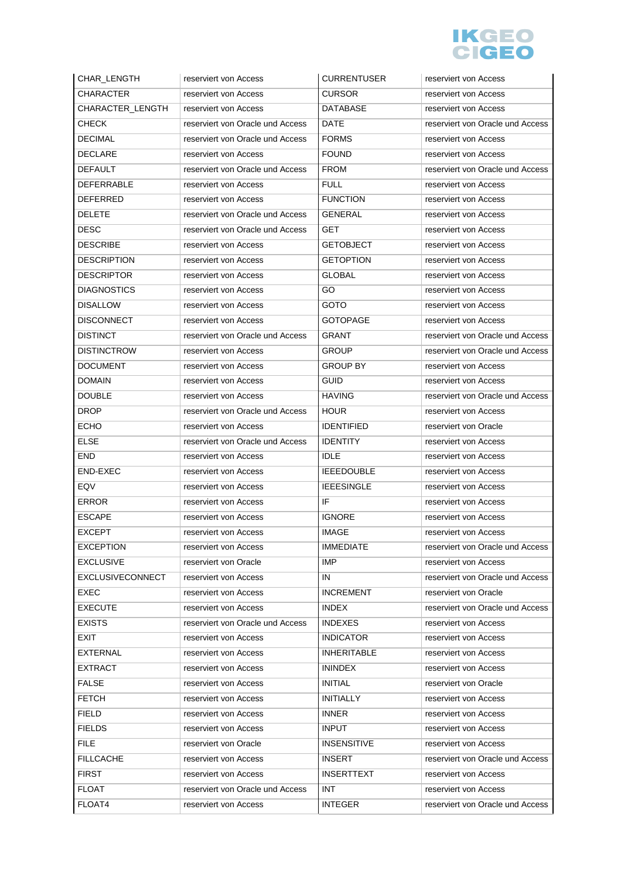| CHAR_LENGTH | reserviert von Access | CURRENTUSER | reserviert von Access |
|---|---|---|---|
| CHARACTER | reserviert von Access | CURSOR | reserviert von Access |
| CHARACTER_LENGTH | reserviert von Access | DATABASE | reserviert von Access |
| CHECK | reserviert von Oracle und Access | DATE | reserviert von Oracle und Access |
| DECIMAL | reserviert von Oracle und Access | FORMS | reserviert von Access |
| DECLARE | reserviert von Access | FOUND | reserviert von Access |
| DEFAULT | reserviert von Oracle und Access | FROM | reserviert von Oracle und Access |
| DEFERRABLE | reserviert von Access | FULL | reserviert von Access |
| DEFERRED | reserviert von Access | FUNCTION | reserviert von Access |
| DELETE | reserviert von Oracle und Access | GENERAL | reserviert von Access |
| DESC | reserviert von Oracle und Access | GET | reserviert von Access |
| DESCRIBE | reserviert von Access | GETOBJECT | reserviert von Access |
| DESCRIPTION | reserviert von Access | GETOPTION | reserviert von Access |
| DESCRIPTOR | reserviert von Access | GLOBAL | reserviert von Access |
| DIAGNOSTICS | reserviert von Access | GO | reserviert von Access |
| DISALLOW | reserviert von Access | GOTO | reserviert von Access |
| DISCONNECT | reserviert von Access | GOTOPAGE | reserviert von Access |
| DISTINCT | reserviert von Oracle und Access | GRANT | reserviert von Oracle und Access |
| DISTINCTROW | reserviert von Access | GROUP | reserviert von Oracle und Access |
| DOCUMENT | reserviert von Access | GROUP BY | reserviert von Access |
| DOMAIN | reserviert von Access | GUID | reserviert von Access |
| DOUBLE | reserviert von Access | HAVING | reserviert von Oracle und Access |
| DROP | reserviert von Oracle und Access | HOUR | reserviert von Access |
| ECHO | reserviert von Access | IDENTIFIED | reserviert von Oracle |
| ELSE | reserviert von Oracle und Access | IDENTITY | reserviert von Access |
| END | reserviert von Access | IDLE | reserviert von Access |
| END-EXEC | reserviert von Access | IEEEDOUBLE | reserviert von Access |
| EQV | reserviert von Access | IEEESINGLE | reserviert von Access |
| ERROR | reserviert von Access | IF | reserviert von Access |
| ESCAPE | reserviert von Access | IGNORE | reserviert von Access |
| EXCEPT | reserviert von Access | IMAGE | reserviert von Access |
| EXCEPTION | reserviert von Access | IMMEDIATE | reserviert von Oracle und Access |
| EXCLUSIVE | reserviert von Oracle | IMP | reserviert von Access |
| EXCLUSIVECONNECT | reserviert von Access | IN | reserviert von Oracle und Access |
| EXEC | reserviert von Access | INCREMENT | reserviert von Oracle |
| EXECUTE | reserviert von Access | INDEX | reserviert von Oracle und Access |
| EXISTS | reserviert von Oracle und Access | INDEXES | reserviert von Access |
| EXIT | reserviert von Access | INDICATOR | reserviert von Access |
| EXTERNAL | reserviert von Access | INHERITABLE | reserviert von Access |
| EXTRACT | reserviert von Access | ININDEX | reserviert von Access |
| FALSE | reserviert von Access | INITIAL | reserviert von Oracle |
| FETCH | reserviert von Access | INITIALLY | reserviert von Access |
| FIELD | reserviert von Access | INNER | reserviert von Access |
| FIELDS | reserviert von Access | INPUT | reserviert von Access |
| FILE | reserviert von Oracle | INSENSITIVE | reserviert von Access |
| FILLCACHE | reserviert von Access | INSERT | reserviert von Oracle und Access |
| FIRST | reserviert von Access | INSERTTEXT | reserviert von Access |
| FLOAT | reserviert von Oracle und Access | INT | reserviert von Access |
| FLOAT4 | reserviert von Access | INTEGER | reserviert von Oracle und Access |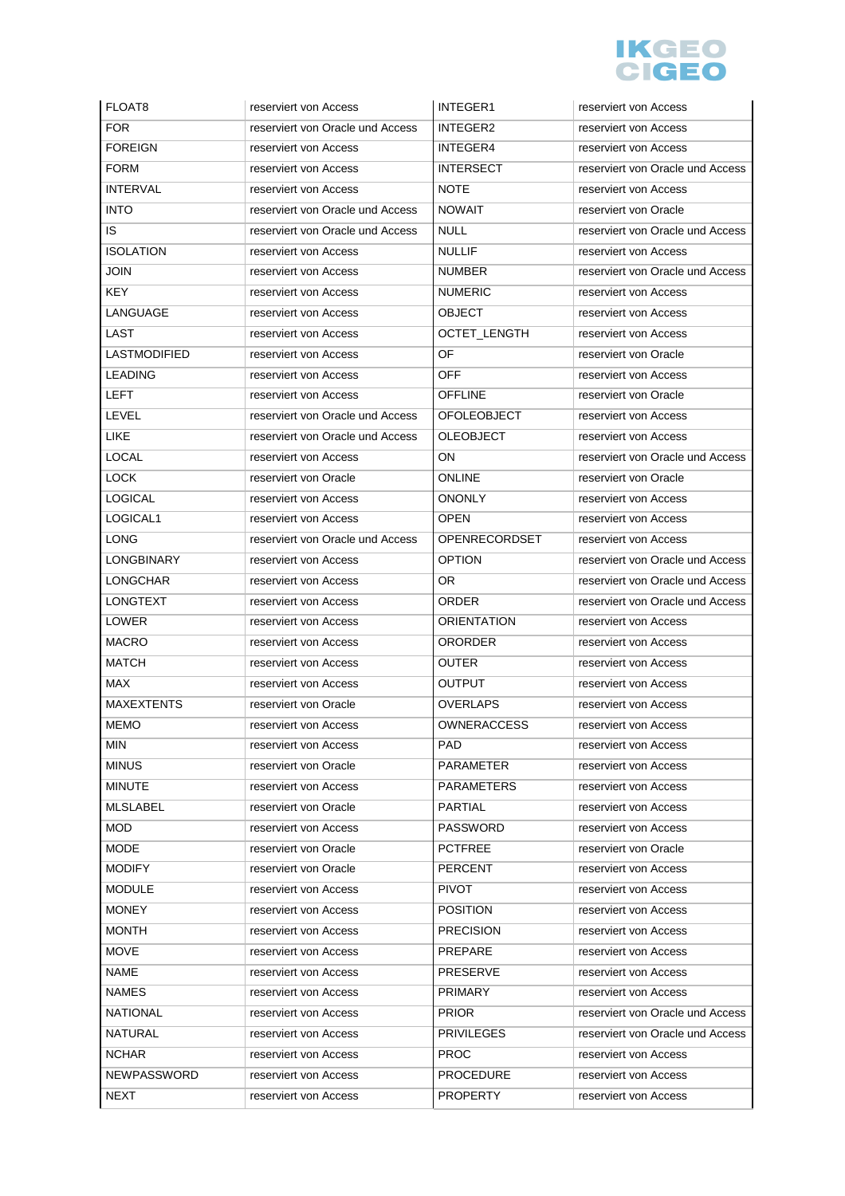| FLOAT8 | reserviert von Access | INTEGER1 | reserviert von Access |
|---|---|---|---|
| FOR | reserviert von Oracle und Access | INTEGER2 | reserviert von Access |
| FOREIGN | reserviert von Access | INTEGER4 | reserviert von Access |
| FORM | reserviert von Access | INTERSECT | reserviert von Oracle und Access |
| INTERVAL | reserviert von Access | NOTE | reserviert von Access |
| INTO | reserviert von Oracle und Access | NOWAIT | reserviert von Oracle |
| IS | reserviert von Oracle und Access | NULL | reserviert von Oracle und Access |
| ISOLATION | reserviert von Access | NULLIF | reserviert von Access |
| JOIN | reserviert von Access | NUMBER | reserviert von Oracle und Access |
| KEY | reserviert von Access | NUMERIC | reserviert von Access |
| LANGUAGE | reserviert von Access | OBJECT | reserviert von Access |
| LAST | reserviert von Access | OCTET_LENGTH | reserviert von Access |
| LASTMODIFIED | reserviert von Access | OF | reserviert von Oracle |
| LEADING | reserviert von Access | OFF | reserviert von Access |
| LEFT | reserviert von Access | OFFLINE | reserviert von Oracle |
| LEVEL | reserviert von Oracle und Access | OFOLEOBJECT | reserviert von Access |
| LIKE | reserviert von Oracle und Access | OLEOBJECT | reserviert von Access |
| LOCAL | reserviert von Access | ON | reserviert von Oracle und Access |
| LOCK | reserviert von Oracle | ONLINE | reserviert von Oracle |
| LOGICAL | reserviert von Access | ONONLY | reserviert von Access |
| LOGICAL1 | reserviert von Access | OPEN | reserviert von Access |
| LONG | reserviert von Oracle und Access | OPENRECORDSET | reserviert von Access |
| LONGBINARY | reserviert von Access | OPTION | reserviert von Oracle und Access |
| LONGCHAR | reserviert von Access | OR | reserviert von Oracle und Access |
| LONGTEXT | reserviert von Access | ORDER | reserviert von Oracle und Access |
| LOWER | reserviert von Access | ORIENTATION | reserviert von Access |
| MACRO | reserviert von Access | ORORDER | reserviert von Access |
| MATCH | reserviert von Access | OUTER | reserviert von Access |
| MAX | reserviert von Access | OUTPUT | reserviert von Access |
| MAXEXTENTS | reserviert von Oracle | OVERLAPS | reserviert von Access |
| MEMO | reserviert von Access | OWNERACCESS | reserviert von Access |
| MIN | reserviert von Access | PAD | reserviert von Access |
| MINUS | reserviert von Oracle | PARAMETER | reserviert von Access |
| MINUTE | reserviert von Access | PARAMETERS | reserviert von Access |
| MLSLABEL | reserviert von Oracle | PARTIAL | reserviert von Access |
| MOD | reserviert von Access | PASSWORD | reserviert von Access |
| MODE | reserviert von Oracle | PCTFREE | reserviert von Oracle |
| MODIFY | reserviert von Oracle | PERCENT | reserviert von Access |
| MODULE | reserviert von Access | PIVOT | reserviert von Access |
| MONEY | reserviert von Access | POSITION | reserviert von Access |
| MONTH | reserviert von Access | PRECISION | reserviert von Access |
| MOVE | reserviert von Access | PREPARE | reserviert von Access |
| NAME | reserviert von Access | PRESERVE | reserviert von Access |
| NAMES | reserviert von Access | PRIMARY | reserviert von Access |
| NATIONAL | reserviert von Access | PRIOR | reserviert von Oracle und Access |
| NATURAL | reserviert von Access | PRIVILEGES | reserviert von Oracle und Access |
| NCHAR | reserviert von Access | PROC | reserviert von Access |
| NEWPASSWORD | reserviert von Access | PROCEDURE | reserviert von Access |
| NEXT | reserviert von Access | PROPERTY | reserviert von Access |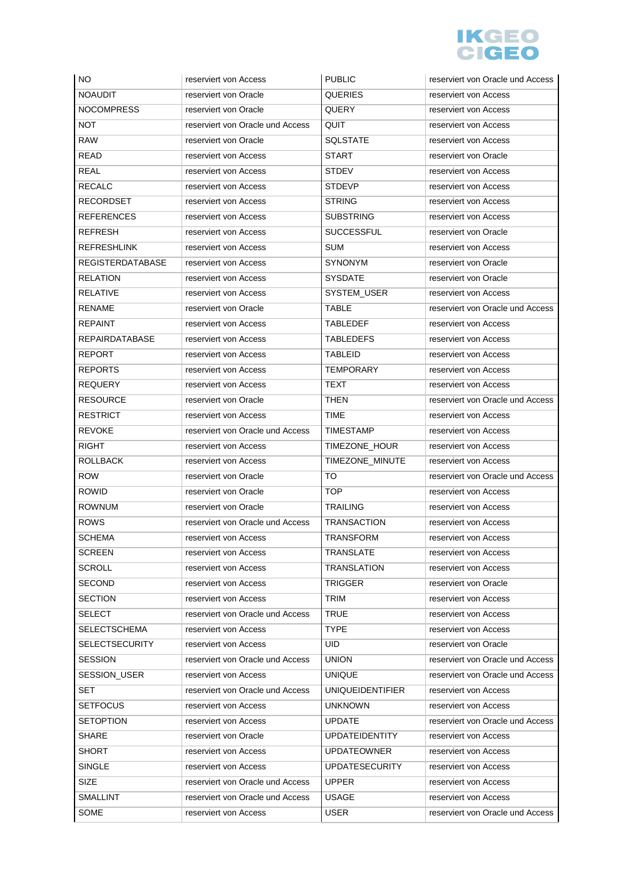| NO | reserviert von Access | PUBLIC | reserviert von Oracle und Access |
|---|---|---|---|
| NOAUDIT | reserviert von Oracle | QUERIES | reserviert von Access |
| NOCOMPRESS | reserviert von Oracle | QUERY | reserviert von Access |
| NOT | reserviert von Oracle und Access | QUIT | reserviert von Access |
| RAW | reserviert von Oracle | SQLSTATE | reserviert von Access |
| READ | reserviert von Access | START | reserviert von Oracle |
| REAL | reserviert von Access | STDEV | reserviert von Access |
| RECALC | reserviert von Access | STDEVP | reserviert von Access |
| RECORDSET | reserviert von Access | STRING | reserviert von Access |
| REFERENCES | reserviert von Access | SUBSTRING | reserviert von Access |
| REFRESH | reserviert von Access | SUCCESSFUL | reserviert von Oracle |
| REFRESHLINK | reserviert von Access | SUM | reserviert von Access |
| REGISTERDATABASE | reserviert von Access | SYNONYM | reserviert von Oracle |
| RELATION | reserviert von Access | SYSDATE | reserviert von Oracle |
| RELATIVE | reserviert von Access | SYSTEM_USER | reserviert von Access |
| RENAME | reserviert von Oracle | TABLE | reserviert von Oracle und Access |
| REPAINT | reserviert von Access | TABLEDEF | reserviert von Access |
| REPAIRDATABASE | reserviert von Access | TABLEDEFS | reserviert von Access |
| REPORT | reserviert von Access | TABLEID | reserviert von Access |
| REPORTS | reserviert von Access | TEMPORARY | reserviert von Access |
| REQUERY | reserviert von Access | TEXT | reserviert von Access |
| RESOURCE | reserviert von Oracle | THEN | reserviert von Oracle und Access |
| RESTRICT | reserviert von Access | TIME | reserviert von Access |
| REVOKE | reserviert von Oracle und Access | TIMESTAMP | reserviert von Access |
| RIGHT | reserviert von Access | TIMEZONE_HOUR | reserviert von Access |
| ROLLBACK | reserviert von Access | TIMEZONE_MINUTE | reserviert von Access |
| ROW | reserviert von Oracle | TO | reserviert von Oracle und Access |
| ROWID | reserviert von Oracle | TOP | reserviert von Access |
| ROWNUM | reserviert von Oracle | TRAILING | reserviert von Access |
| ROWS | reserviert von Oracle und Access | TRANSACTION | reserviert von Access |
| SCHEMA | reserviert von Access | TRANSFORM | reserviert von Access |
| SCREEN | reserviert von Access | TRANSLATE | reserviert von Access |
| SCROLL | reserviert von Access | TRANSLATION | reserviert von Access |
| SECOND | reserviert von Access | TRIGGER | reserviert von Oracle |
| SECTION | reserviert von Access | TRIM | reserviert von Access |
| SELECT | reserviert von Oracle und Access | TRUE | reserviert von Access |
| SELECTSCHEMA | reserviert von Access | TYPE | reserviert von Access |
| SELECTSECURITY | reserviert von Access | UID | reserviert von Oracle |
| SESSION | reserviert von Oracle und Access | UNION | reserviert von Oracle und Access |
| SESSION_USER | reserviert von Access | UNIQUE | reserviert von Oracle und Access |
| SET | reserviert von Oracle und Access | UNIQUEIDENTIFIER | reserviert von Access |
| SETFOCUS | reserviert von Access | UNKNOWN | reserviert von Access |
| SETOPTION | reserviert von Access | UPDATE | reserviert von Oracle und Access |
| SHARE | reserviert von Oracle | UPDATEIDENTITY | reserviert von Access |
| SHORT | reserviert von Access | UPDATEOWNER | reserviert von Access |
| SINGLE | reserviert von Access | UPDATESECURITY | reserviert von Access |
| SIZE | reserviert von Oracle und Access | UPPER | reserviert von Access |
| SMALLINT | reserviert von Oracle und Access | USAGE | reserviert von Access |
| SOME | reserviert von Access | USER | reserviert von Oracle und Access |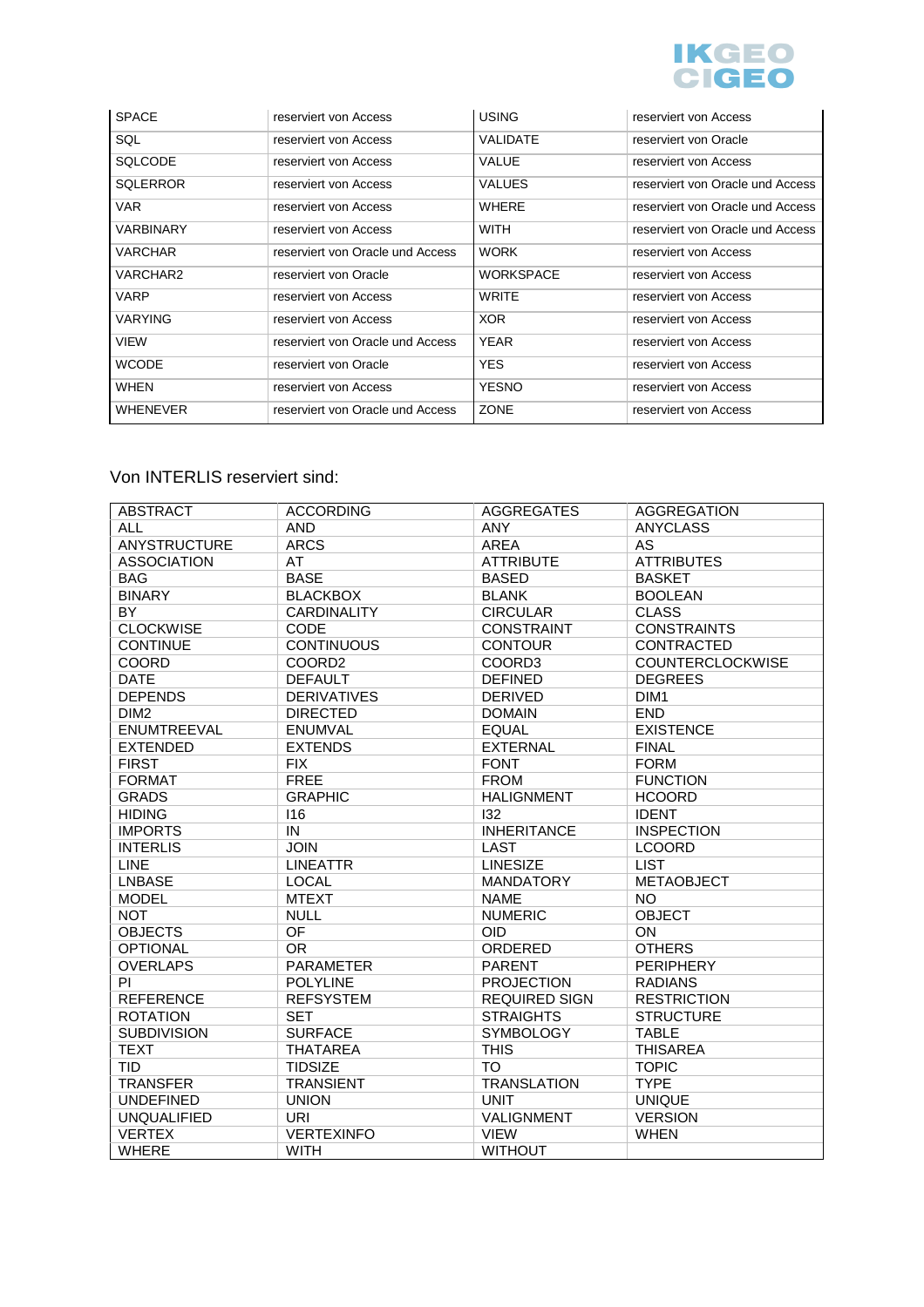| | | | |
|---|---|---|---|
| SPACE | reserviert von Access | USING | reserviert von Access |
| SQL | reserviert von Access | VALIDATE | reserviert von Oracle |
| SQLCODE | reserviert von Access | VALUE | reserviert von Access |
| SQLERROR | reserviert von Access | VALUES | reserviert von Oracle und Access |
| VAR | reserviert von Access | WHERE | reserviert von Oracle und Access |
| VARBINARY | reserviert von Access | WITH | reserviert von Oracle und Access |
| VARCHAR | reserviert von Oracle und Access | WORK | reserviert von Access |
| VARCHAR2 | reserviert von Oracle | WORKSPACE | reserviert von Access |
| VARP | reserviert von Access | WRITE | reserviert von Access |
| VARYING | reserviert von Access | XOR | reserviert von Access |
| VIEW | reserviert von Oracle und Access | YEAR | reserviert von Access |
| WCODE | reserviert von Oracle | YES | reserviert von Access |
| WHEN | reserviert von Access | YESNO | reserviert von Access |
| WHENEVER | reserviert von Oracle und Access | ZONE | reserviert von Access |

Von INTERLIS reserviert sind:

| | | | |
|---|---|---|---|
| ABSTRACT | ACCORDING | AGGREGATES | AGGREGATION |
| ALL | AND | ANY | ANYCLASS |
| ANYSTRUCTURE | ARCS | AREA | AS |
| ASSOCIATION | AT | ATTRIBUTE | ATTRIBUTES |
| BAG | BASE | BASED | BASKET |
| BINARY | BLACKBOX | BLANK | BOOLEAN |
| BY | CARDINALITY | CIRCULAR | CLASS |
| CLOCKWISE | CODE | CONSTRAINT | CONSTRAINTS |
| CONTINUE | CONTINUOUS | CONTOUR | CONTRACTED |
| COORD | COORD2 | COORD3 | COUNTERCLOCKWISE |
| DATE | DEFAULT | DEFINED | DEGREES |
| DEPENDS | DERIVATIVES | DERIVED | DIM1 |
| DIM2 | DIRECTED | DOMAIN | END |
| ENUMTREEVAL | ENUMVAL | EQUAL | EXISTENCE |
| EXTENDED | EXTENDS | EXTERNAL | FINAL |
| FIRST | FIX | FONT | FORM |
| FORMAT | FREE | FROM | FUNCTION |
| GRADS | GRAPHIC | HALIGNMENT | HCOORD |
| HIDING | I16 | I32 | IDENT |
| IMPORTS | IN | INHERITANCE | INSPECTION |
| INTERLIS | JOIN | LAST | LCOORD |
| LINE | LINEATTR | LINESIZE | LIST |
| LNBASE | LOCAL | MANDATORY | METAOBJECT |
| MODEL | MTEXT | NAME | NO |
| NOT | NULL | NUMERIC | OBJECT |
| OBJECTS | OF | OID | ON |
| OPTIONAL | OR | ORDERED | OTHERS |
| OVERLAPS | PARAMETER | PARENT | PERIPHERY |
| PI | POLYLINE | PROJECTION | RADIANS |
| REFERENCE | REFSYSTEM | REQUIRED SIGN | RESTRICTION |
| ROTATION | SET | STRAIGHTS | STRUCTURE |
| SUBDIVISION | SURFACE | SYMBOLOGY | TABLE |
| TEXT | THATAREA | THIS | THISAREA |
| TID | TIDSIZE | TO | TOPIC |
| TRANSFER | TRANSIENT | TRANSLATION | TYPE |
| UNDEFINED | UNION | UNIT | UNIQUE |
| UNQUALIFIED | URI | VALIGNMENT | VERSION |
| VERTEX | VERTEXINFO | VIEW | WHEN |
| WHERE | WITH | WITHOUT | |